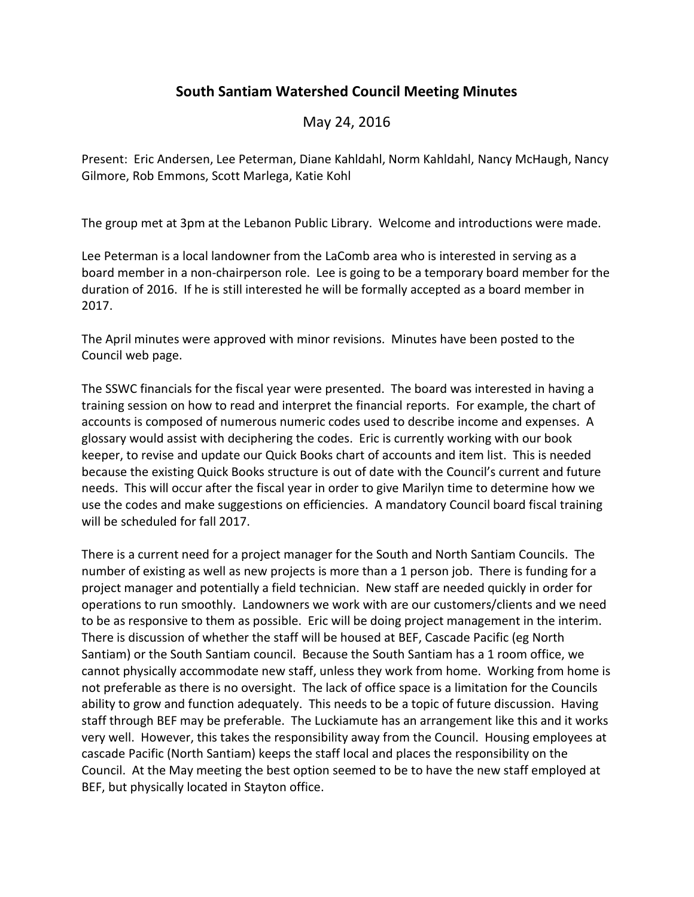# South Santiam Watershed Council Meeting Minutes

May 24, 2016

Present: Eric Andersen, Lee Peterman, Diane Kahldahl, Norm Kahldahl, Nancy McHaugh, Nancy Gilmore, Rob Emmons, Scott Marlega, Katie Kohl

The group met at 3pm at the Lebanon Public Library. Welcome and introductions were made.

Lee Peterman is a local landowner from the LaComb area who is interested in serving as a board member in a non-chairperson role. Lee is going to be a temporary board member for the duration of 2016. If he is still interested he will be formally accepted as a board member in 2017.

The April minutes were approved with minor revisions. Minutes have been posted to the Council web page.

The SSWC financials for the fiscal year were presented. The board was interested in having a training session on how to read and interpret the financial reports. For example, the chart of accounts is composed of numerous numeric codes used to describe income and expenses. A glossary would assist with deciphering the codes. Eric is currently working with our book keeper, to revise and update our Quick Books chart of accounts and item list. This is needed because the existing Quick Books structure is out of date with the Council's current and future needs. This will occur after the fiscal year in order to give Marilyn time to determine how we use the codes and make suggestions on efficiencies. A mandatory Council board fiscal training will be scheduled for fall 2017.

There is a current need for a project manager for the South and North Santiam Councils. The number of existing as well as new projects is more than a 1 person job. There is funding for a project manager and potentially a field technician. New staff are needed quickly in order for operations to run smoothly. Landowners we work with are our customers/clients and we need to be as responsive to them as possible. Eric will be doing project management in the interim. There is discussion of whether the staff will be housed at BEF, Cascade Pacific (eg North Santiam) or the South Santiam council. Because the South Santiam has a 1 room office, we cannot physically accommodate new staff, unless they work from home. Working from home is not preferable as there is no oversight. The lack of office space is a limitation for the Councils ability to grow and function adequately. This needs to be a topic of future discussion. Having staff through BEF may be preferable. The Luckiamute has an arrangement like this and it works very well. However, this takes the responsibility away from the Council. Housing employees at cascade Pacific (North Santiam) keeps the staff local and places the responsibility on the Council. At the May meeting the best option seemed to be to have the new staff employed at BEF, but physically located in Stayton office.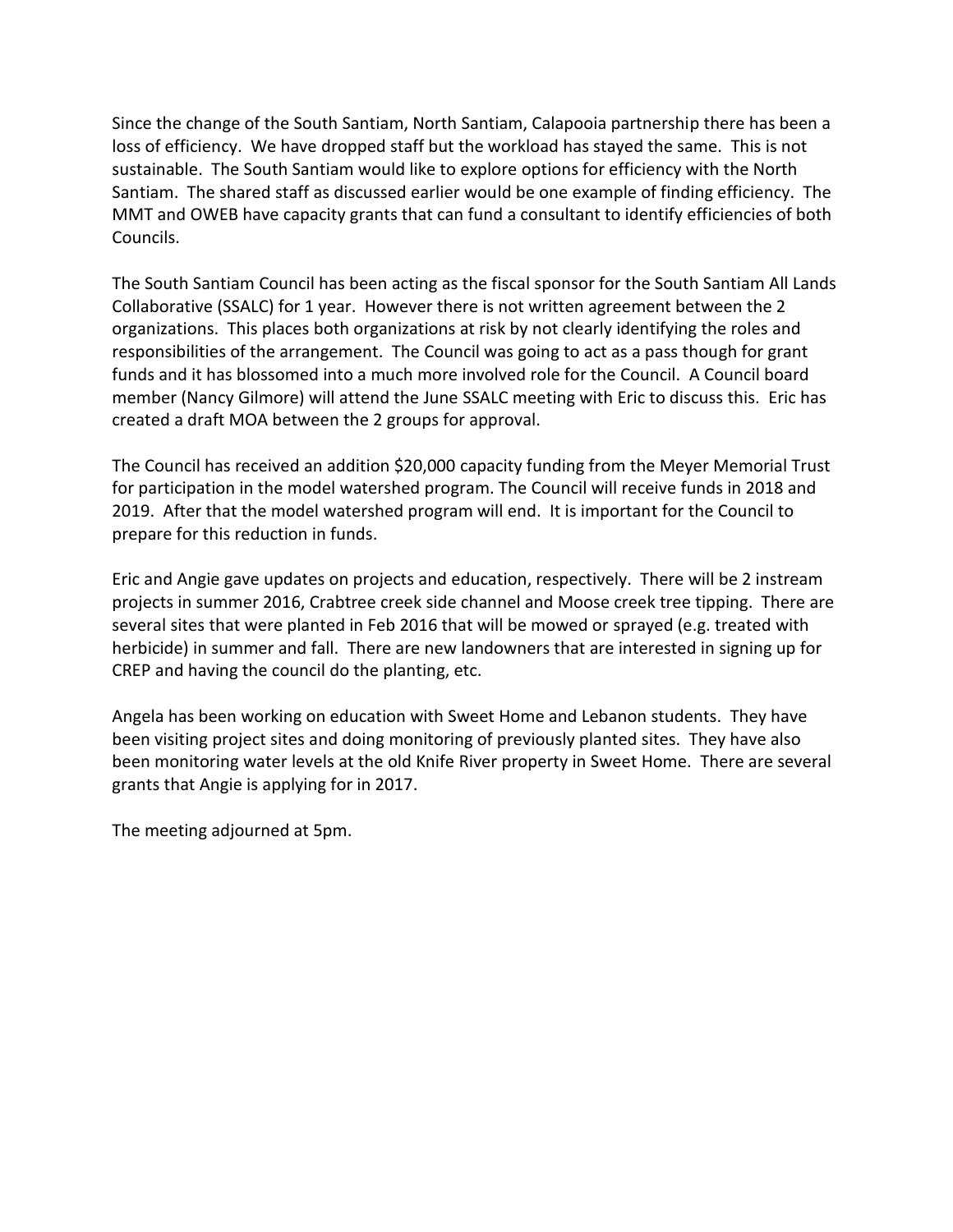Since the change of the South Santiam, North Santiam, Calapooia partnership there has been a loss of efficiency. We have dropped staff but the workload has stayed the same. This is not sustainable. The South Santiam would like to explore options for efficiency with the North Santiam. The shared staff as discussed earlier would be one example of finding efficiency. The MMT and OWEB have capacity grants that can fund a consultant to identify efficiencies of both Councils.

The South Santiam Council has been acting as the fiscal sponsor for the South Santiam All Lands Collaborative (SSALC) for 1 year. However there is not written agreement between the 2 organizations. This places both organizations at risk by not clearly identifying the roles and responsibilities of the arrangement. The Council was going to act as a pass though for grant funds and it has blossomed into a much more involved role for the Council. A Council board member (Nancy Gilmore) will attend the June SSALC meeting with Eric to discuss this. Eric has created a draft MOA between the 2 groups for approval.

The Council has received an addition $20,000 capacity funding from the Meyer Memorial Trust for participation in the model watershed program. The Council will receive funds in 2018 and 2019. After that the model watershed program will end. It is important for the Council to prepare for this reduction in funds.

Eric and Angie gave updates on projects and education, respectively. There will be 2 instream projects in summer 2016, Crabtree creek side channel and Moose creek tree tipping. There are several sites that were planted in Feb 2016 that will be mowed or sprayed (e.g. treated with herbicide) in summer and fall. There are new landowners that are interested in signing up for CREP and having the council do the planting, etc.

Angela has been working on education with Sweet Home and Lebanon students. They have been visiting project sites and doing monitoring of previously planted sites. They have also been monitoring water levels at the old Knife River property in Sweet Home. There are several grants that Angie is applying for in 2017.

The meeting adjourned at 5pm.